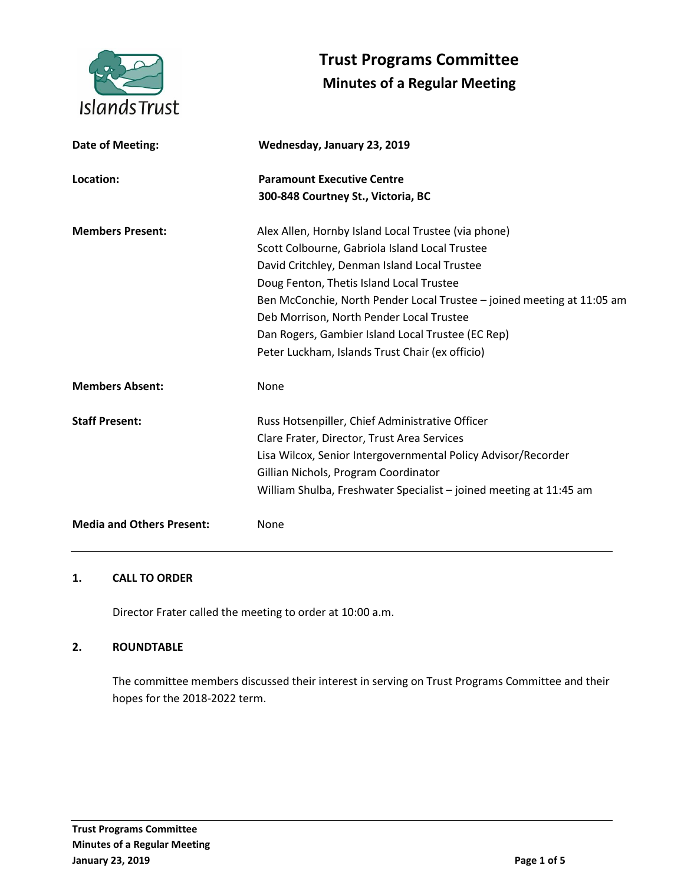# Trust Programs Committee

## Minutes of a Regular Meeting

| | |
|---|---|
| **Date of Meeting:** | **Wednesday, January 23, 2019** |
| **Location:** | **Paramount Executive Centre**<br>**300-848 Courtney St., Victoria, BC** |
| **Members Present:** | Alex Allen, Hornby Island Local Trustee (via phone)<br>Scott Colbourne, Gabriola Island Local Trustee<br>David Critchley, Denman Island Local Trustee<br>Doug Fenton, Thetis Island Local Trustee<br>Ben McConchie, North Pender Local Trustee – joined meeting at 11:05 am<br>Deb Morrison, North Pender Local Trustee<br>Dan Rogers, Gambier Island Local Trustee (EC Rep)<br>Peter Luckham, Islands Trust Chair (ex officio) |
| **Members Absent:** | None |
| **Staff Present:** | Russ Hotsenpiller, Chief Administrative Officer<br>Clare Frater, Director, Trust Area Services<br>Lisa Wilcox, Senior Intergovernmental Policy Advisor/Recorder<br>Gillian Nichols, Program Coordinator<br>William Shulba, Freshwater Specialist – joined meeting at 11:45 am |
| **Media and Others Present:** | None |

---

### 1. CALL TO ORDER

Director Frater called the meeting to order at 10:00 a.m.

### 2. ROUNDTABLE

The committee members discussed their interest in serving on Trust Programs Committee and their hopes for the 2018-2022 term.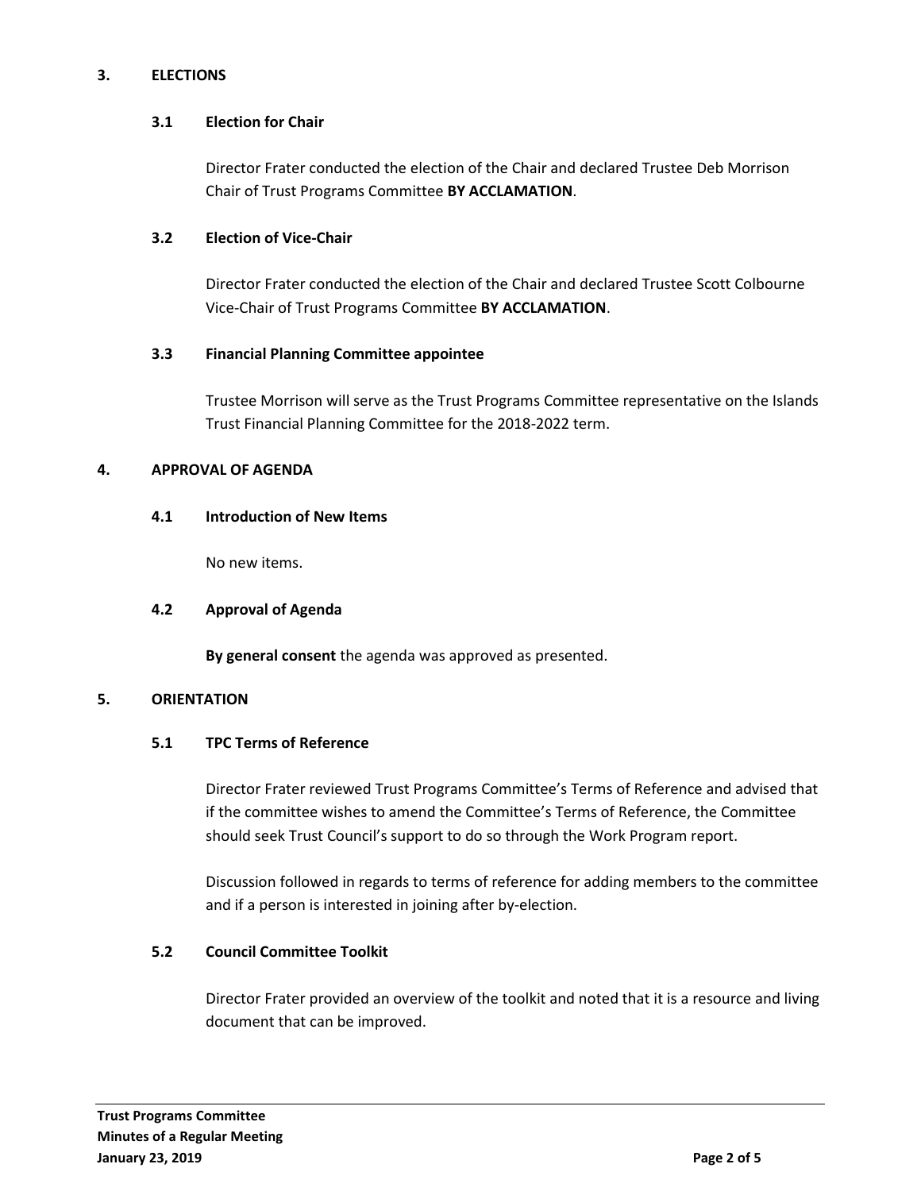## 3. ELECTIONS

### 3.1 Election for Chair

Director Frater conducted the election of the Chair and declared Trustee Deb Morrison Chair of Trust Programs Committee **BY ACCLAMATION**.

### 3.2 Election of Vice-Chair

Director Frater conducted the election of the Chair and declared Trustee Scott Colbourne Vice-Chair of Trust Programs Committee **BY ACCLAMATION**.

### 3.3 Financial Planning Committee appointee

Trustee Morrison will serve as the Trust Programs Committee representative on the Islands Trust Financial Planning Committee for the 2018-2022 term.

## 4. APPROVAL OF AGENDA

### 4.1 Introduction of New Items

No new items.

### 4.2 Approval of Agenda

**By general consent** the agenda was approved as presented.

## 5. ORIENTATION

### 5.1 TPC Terms of Reference

Director Frater reviewed Trust Programs Committee's Terms of Reference and advised that if the committee wishes to amend the Committee's Terms of Reference, the Committee should seek Trust Council's support to do so through the Work Program report.

Discussion followed in regards to terms of reference for adding members to the committee and if a person is interested in joining after by-election.

### 5.2 Council Committee Toolkit

Director Frater provided an overview of the toolkit and noted that it is a resource and living document that can be improved.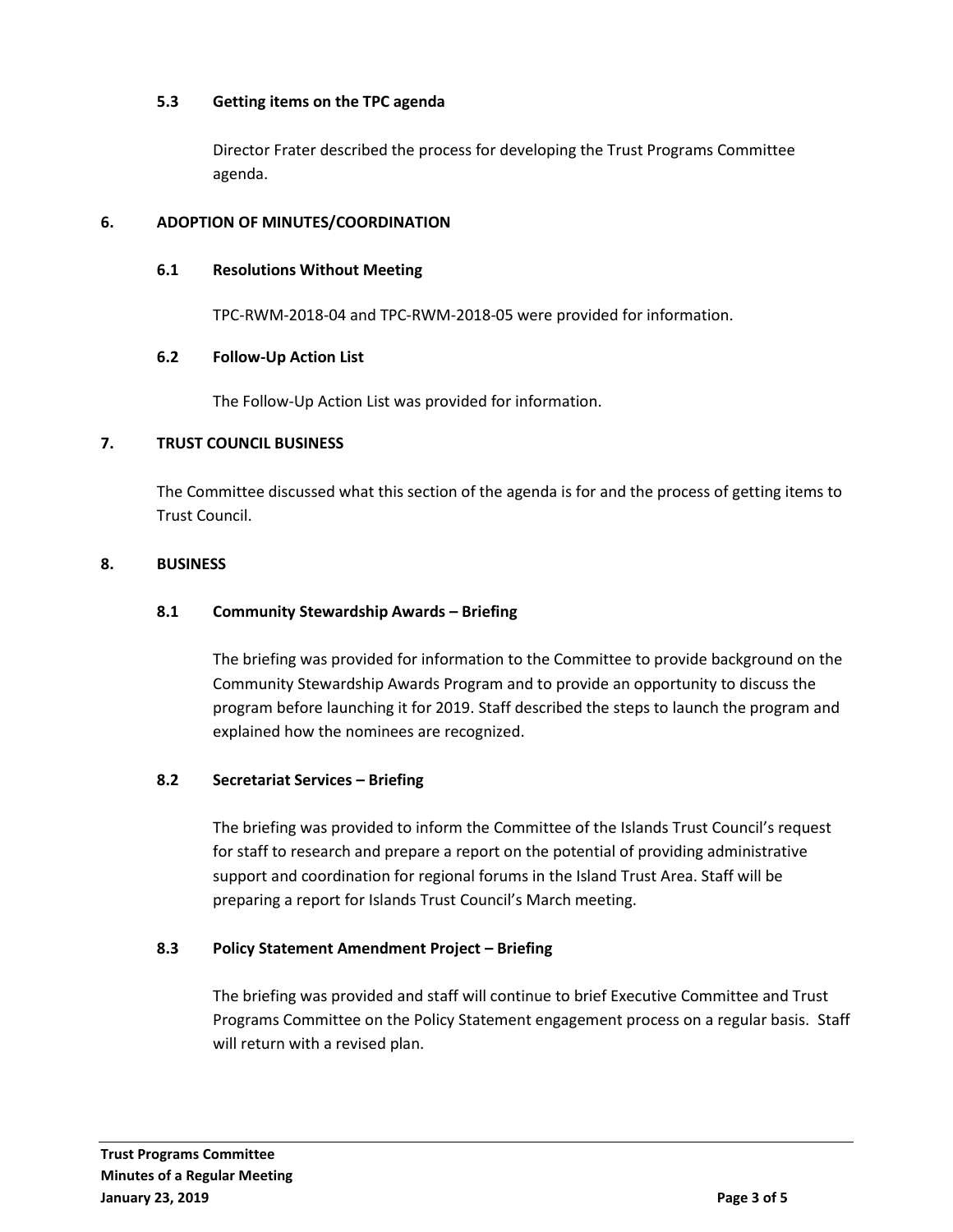### 5.3 Getting items on the TPC agenda

Director Frater described the process for developing the Trust Programs Committee agenda.

## 6. ADOPTION OF MINUTES/COORDINATION

### 6.1 Resolutions Without Meeting

TPC-RWM-2018-04 and TPC-RWM-2018-05 were provided for information.

### 6.2 Follow-Up Action List

The Follow-Up Action List was provided for information.

## 7. TRUST COUNCIL BUSINESS

The Committee discussed what this section of the agenda is for and the process of getting items to Trust Council.

## 8. BUSINESS

### 8.1 Community Stewardship Awards – Briefing

The briefing was provided for information to the Committee to provide background on the Community Stewardship Awards Program and to provide an opportunity to discuss the program before launching it for 2019. Staff described the steps to launch the program and explained how the nominees are recognized.

### 8.2 Secretariat Services – Briefing

The briefing was provided to inform the Committee of the Islands Trust Council's request for staff to research and prepare a report on the potential of providing administrative support and coordination for regional forums in the Island Trust Area. Staff will be preparing a report for Islands Trust Council's March meeting.

### 8.3 Policy Statement Amendment Project – Briefing

The briefing was provided and staff will continue to brief Executive Committee and Trust Programs Committee on the Policy Statement engagement process on a regular basis. Staff will return with a revised plan.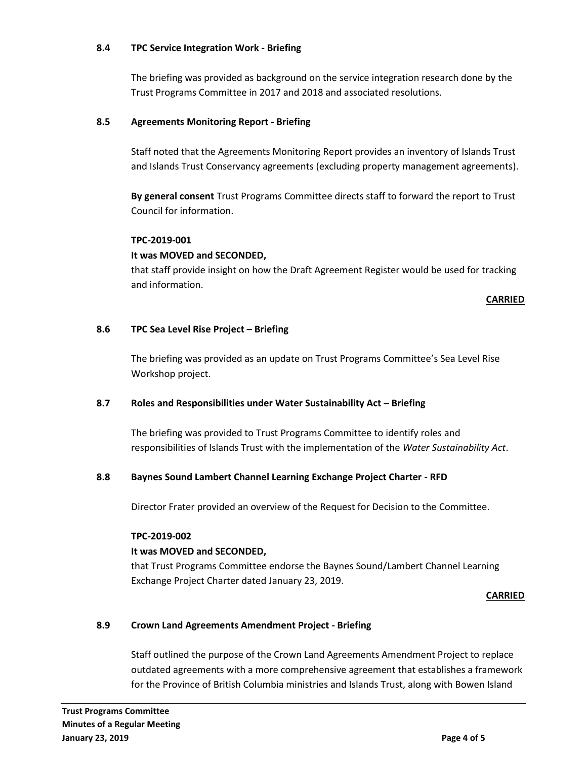### 8.4 TPC Service Integration Work - Briefing

The briefing was provided as background on the service integration research done by the Trust Programs Committee in 2017 and 2018 and associated resolutions.

### 8.5 Agreements Monitoring Report - Briefing

Staff noted that the Agreements Monitoring Report provides an inventory of Islands Trust and Islands Trust Conservancy agreements (excluding property management agreements).

**By general consent** Trust Programs Committee directs staff to forward the report to Trust Council for information.

**TPC-2019-001**

**It was MOVED and SECONDED,**

that staff provide insight on how the Draft Agreement Register would be used for tracking and information.

**CARRIED**

### 8.6 TPC Sea Level Rise Project – Briefing

The briefing was provided as an update on Trust Programs Committee's Sea Level Rise Workshop project.

### 8.7 Roles and Responsibilities under Water Sustainability Act – Briefing

The briefing was provided to Trust Programs Committee to identify roles and responsibilities of Islands Trust with the implementation of the *Water Sustainability Act*.

### 8.8 Baynes Sound Lambert Channel Learning Exchange Project Charter - RFD

Director Frater provided an overview of the Request for Decision to the Committee.

**TPC-2019-002**

**It was MOVED and SECONDED,**

that Trust Programs Committee endorse the Baynes Sound/Lambert Channel Learning Exchange Project Charter dated January 23, 2019.

**CARRIED**

### 8.9 Crown Land Agreements Amendment Project - Briefing

Staff outlined the purpose of the Crown Land Agreements Amendment Project to replace outdated agreements with a more comprehensive agreement that establishes a framework for the Province of British Columbia ministries and Islands Trust, along with Bowen Island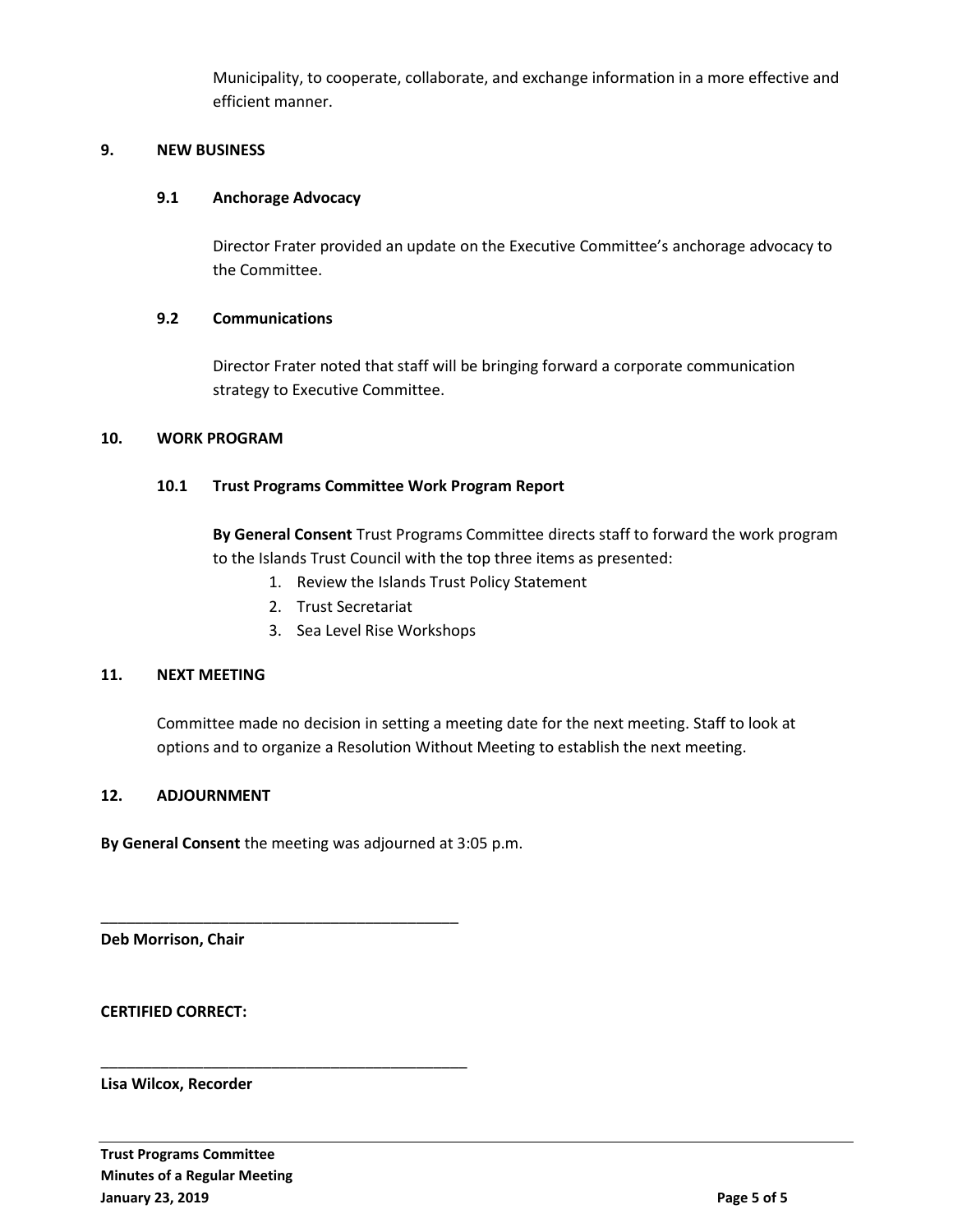Municipality, to cooperate, collaborate, and exchange information in a more effective and efficient manner.

## 9. NEW BUSINESS

### 9.1 Anchorage Advocacy

Director Frater provided an update on the Executive Committee's anchorage advocacy to the Committee.

### 9.2 Communications

Director Frater noted that staff will be bringing forward a corporate communication strategy to Executive Committee.

## 10. WORK PROGRAM

### 10.1 Trust Programs Committee Work Program Report

**By General Consent** Trust Programs Committee directs staff to forward the work program to the Islands Trust Council with the top three items as presented:

1. Review the Islands Trust Policy Statement
2. Trust Secretariat
3. Sea Level Rise Workshops

## 11. NEXT MEETING

Committee made no decision in setting a meeting date for the next meeting. Staff to look at options and to organize a Resolution Without Meeting to establish the next meeting.

## 12. ADJOURNMENT

**By General Consent** the meeting was adjourned at 3:05 p.m.

\_\_\_\_\_\_\_\_\_\_\_\_\_\_\_\_\_\_\_\_\_\_\_\_\_\_\_\_\_\_\_\_\_\_\_\_\_\_\_\_\_\_\_\_

**Deb Morrison, Chair**

**CERTIFIED CORRECT:**

\_\_\_\_\_\_\_\_\_\_\_\_\_\_\_\_\_\_\_\_\_\_\_\_\_\_\_\_\_\_\_\_\_\_\_\_\_\_\_\_\_\_\_\_

**Lisa Wilcox, Recorder**